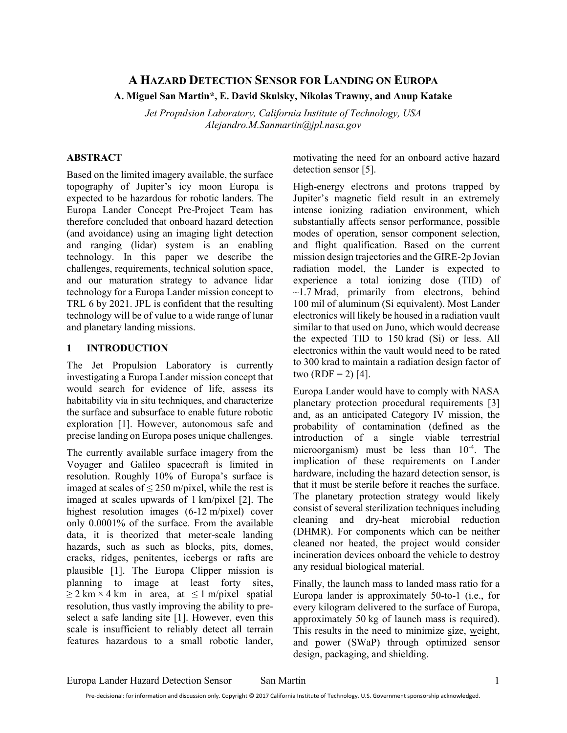# A HAZARD DETECTION SENSOR FOR LANDING ON EUROPA

**A. Miguel San Martin\*, E. David Skulsky, Nikolas Trawny, and Anup Katake**

*Jet Propulsion Laboratory, California Institute of Technology, USA*
*Alejandro.M.Sanmartin@jpl.nasa.gov*

## ABSTRACT

Based on the limited imagery available, the surface topography of Jupiter's icy moon Europa is expected to be hazardous for robotic landers. The Europa Lander Concept Pre-Project Team has therefore concluded that onboard hazard detection (and avoidance) using an imaging light detection and ranging (lidar) system is an enabling technology. In this paper we describe the challenges, requirements, technical solution space, and our maturation strategy to advance lidar technology for a Europa Lander mission concept to TRL 6 by 2021. JPL is confident that the resulting technology will be of value to a wide range of lunar and planetary landing missions.

## 1 INTRODUCTION

The Jet Propulsion Laboratory is currently investigating a Europa Lander mission concept that would search for evidence of life, assess its habitability via in situ techniques, and characterize the surface and subsurface to enable future robotic exploration [1]. However, autonomous safe and precise landing on Europa poses unique challenges.

The currently available surface imagery from the Voyager and Galileo spacecraft is limited in resolution. Roughly 10% of Europa's surface is imaged at scales of ≤ 250 m/pixel, while the rest is imaged at scales upwards of 1 km/pixel [2]. The highest resolution images (6-12 m/pixel) cover only 0.0001% of the surface. From the available data, it is theorized that meter-scale landing hazards, such as such as blocks, pits, domes, cracks, ridges, penitentes, icebergs or rafts are plausible [1]. The Europa Clipper mission is planning to image at least forty sites, $\geq 2$ km × 4 km in area, at $\leq 1$ m/pixel spatial resolution, thus vastly improving the ability to pre-select a safe landing site [1]. However, even this scale is insufficient to reliably detect all terrain features hazardous to a small robotic lander, motivating the need for an onboard active hazard detection sensor [5].

High-energy electrons and protons trapped by Jupiter's magnetic field result in an extremely intense ionizing radiation environment, which substantially affects sensor performance, possible modes of operation, sensor component selection, and flight qualification. Based on the current mission design trajectories and the GIRE-2p Jovian radiation model, the Lander is expected to experience a total ionizing dose (TID) of ~1.7 Mrad, primarily from electrons, behind 100 mil of aluminum (Si equivalent). Most Lander electronics will likely be housed in a radiation vault similar to that used on Juno, which would decrease the expected TID to 150 krad (Si) or less. All electronics within the vault would need to be rated to 300 krad to maintain a radiation design factor of two (RDF = 2) [4].

Europa Lander would have to comply with NASA planetary protection procedural requirements [3] and, as an anticipated Category IV mission, the probability of contamination (defined as the introduction of a single viable terrestrial microorganism) must be less than $10^{-4}$. The implication of these requirements on Lander hardware, including the hazard detection sensor, is that it must be sterile before it reaches the surface. The planetary protection strategy would likely consist of several sterilization techniques including cleaning and dry-heat microbial reduction (DHMR). For components which can be neither cleaned nor heated, the project would consider incineration devices onboard the vehicle to destroy any residual biological material.

Finally, the launch mass to landed mass ratio for a Europa lander is approximately 50-to-1 (i.e., for every kilogram delivered to the surface of Europa, approximately 50 kg of launch mass is required). This results in the need to minimize size, weight, and power (SWaP) through optimized sensor design, packaging, and shielding.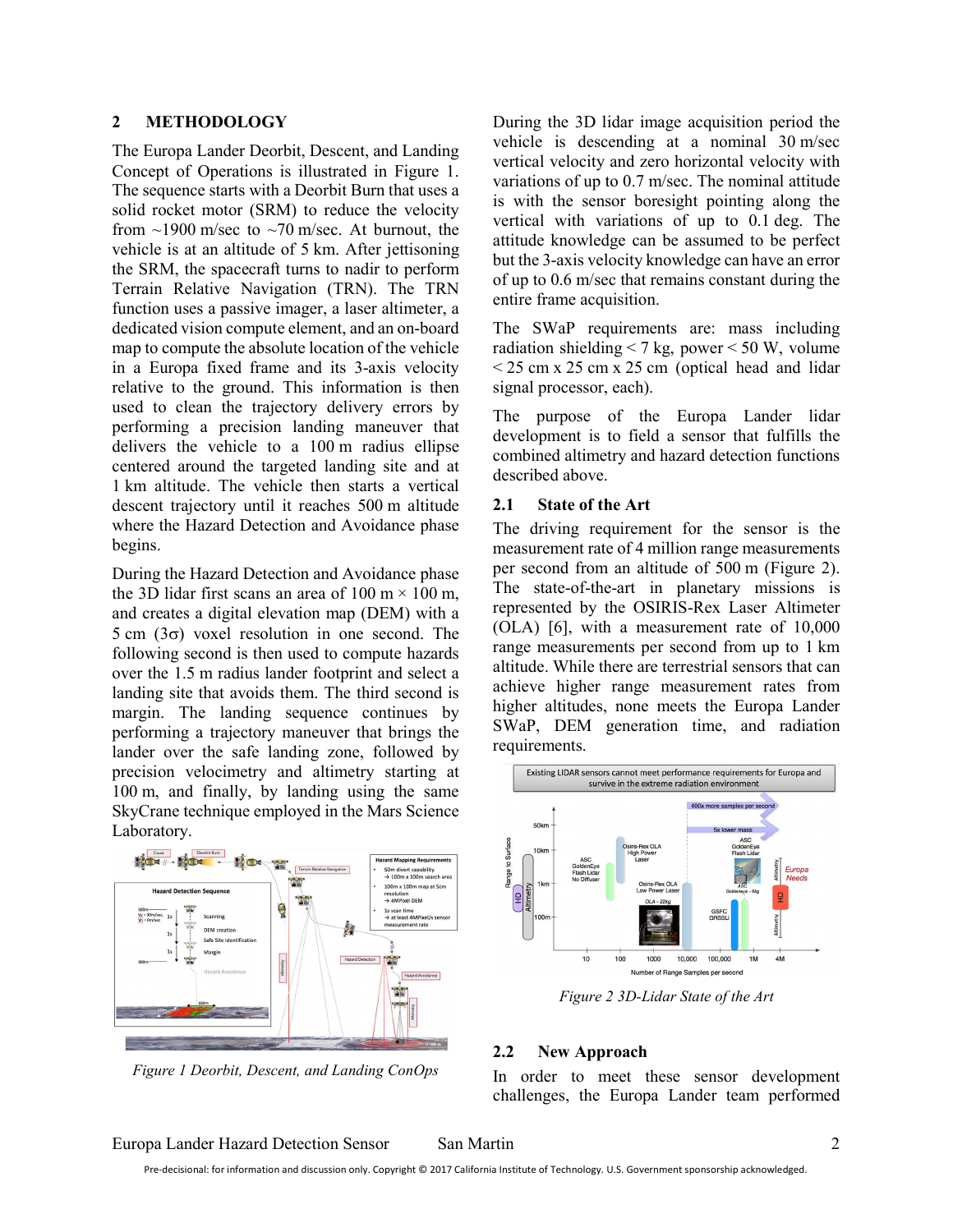## 2 METHODOLOGY

The Europa Lander Deorbit, Descent, and Landing Concept of Operations is illustrated in Figure 1. The sequence starts with a Deorbit Burn that uses a solid rocket motor (SRM) to reduce the velocity from ~1900 m/sec to ~70 m/sec. At burnout, the vehicle is at an altitude of 5 km. After jettisoning the SRM, the spacecraft turns to nadir to perform Terrain Relative Navigation (TRN). The TRN function uses a passive imager, a laser altimeter, a dedicated vision compute element, and an on-board map to compute the absolute location of the vehicle in a Europa fixed frame and its 3-axis velocity relative to the ground. This information is then used to clean the trajectory delivery errors by performing a precision landing maneuver that delivers the vehicle to a 100 m radius ellipse centered around the targeted landing site and at 1 km altitude. The vehicle then starts a vertical descent trajectory until it reaches 500 m altitude where the Hazard Detection and Avoidance phase begins.

During the Hazard Detection and Avoidance phase the 3D lidar first scans an area of 100 m × 100 m, and creates a digital elevation map (DEM) with a 5 cm (3σ) voxel resolution in one second. The following second is then used to compute hazards over the 1.5 m radius lander footprint and select a landing site that avoids them. The third second is margin. The landing sequence continues by performing a trajectory maneuver that brings the lander over the safe landing zone, followed by precision velocimetry and altimetry starting at 100 m, and finally, by landing using the same SkyCrane technique employed in the Mars Science Laboratory.

*Figure 1 Deorbit, Descent, and Landing ConOps*

During the 3D lidar image acquisition period the vehicle is descending at a nominal 30 m/sec vertical velocity and zero horizontal velocity with variations of up to 0.7 m/sec. The nominal attitude is with the sensor boresight pointing along the vertical with variations of up to 0.1 deg. The attitude knowledge can be assumed to be perfect but the 3-axis velocity knowledge can have an error of up to 0.6 m/sec that remains constant during the entire frame acquisition.

The SWaP requirements are: mass including radiation shielding < 7 kg, power < 50 W, volume < 25 cm x 25 cm x 25 cm (optical head and lidar signal processor, each).

The purpose of the Europa Lander lidar development is to field a sensor that fulfills the combined altimetry and hazard detection functions described above.

### 2.1 State of the Art

The driving requirement for the sensor is the measurement rate of 4 million range measurements per second from an altitude of 500 m (Figure 2). The state-of-the-art in planetary missions is represented by the OSIRIS-Rex Laser Altimeter (OLA) [6], with a measurement rate of 10,000 range measurements per second from up to 1 km altitude. While there are terrestrial sensors that can achieve higher range measurement rates from higher altitudes, none meets the Europa Lander SWaP, DEM generation time, and radiation requirements.

*Figure 2 3D-Lidar State of the Art*

### 2.2 New Approach

In order to meet these sensor development challenges, the Europa Lander team performed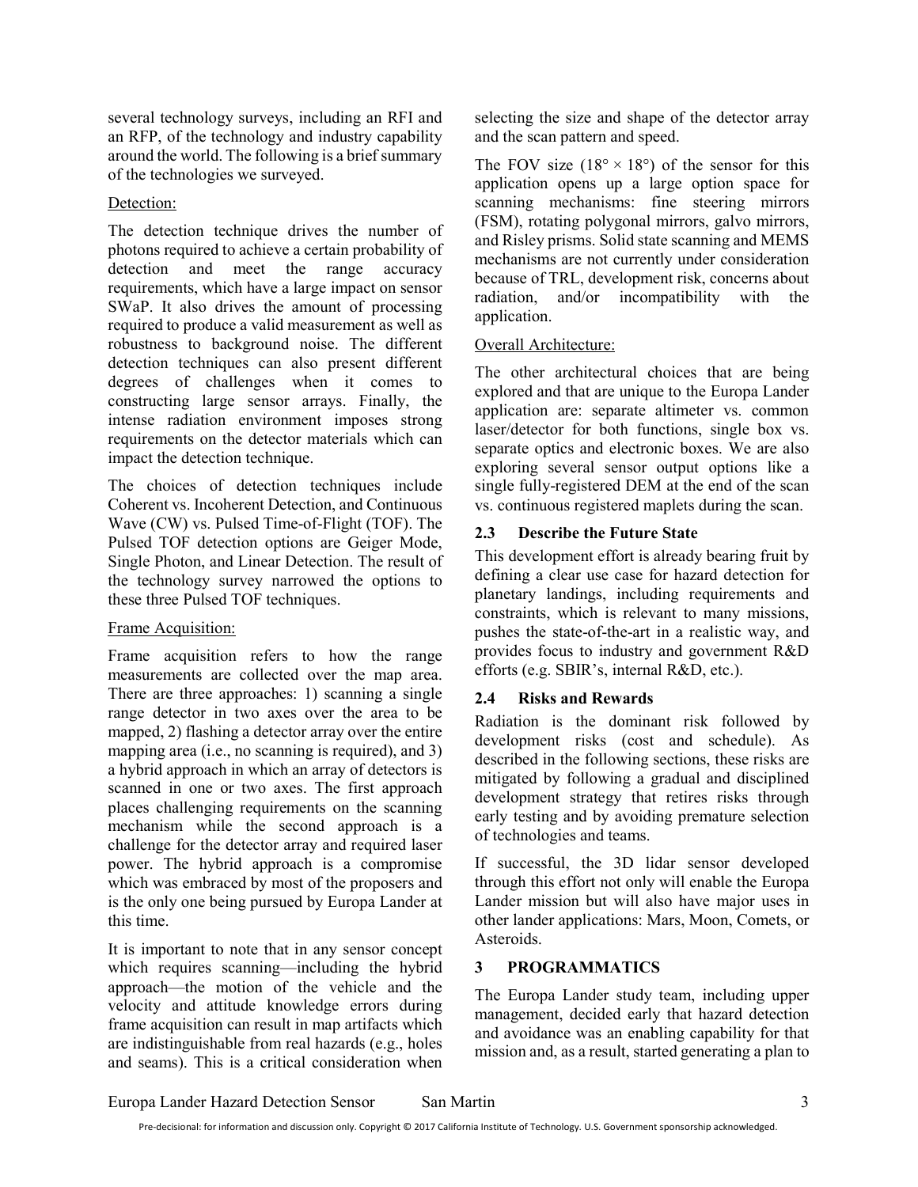several technology surveys, including an RFI and an RFP, of the technology and industry capability around the world. The following is a brief summary of the technologies we surveyed.

Detection:

The detection technique drives the number of photons required to achieve a certain probability of detection and meet the range accuracy requirements, which have a large impact on sensor SWaP. It also drives the amount of processing required to produce a valid measurement as well as robustness to background noise. The different detection techniques can also present different degrees of challenges when it comes to constructing large sensor arrays. Finally, the intense radiation environment imposes strong requirements on the detector materials which can impact the detection technique.

The choices of detection techniques include Coherent vs. Incoherent Detection, and Continuous Wave (CW) vs. Pulsed Time-of-Flight (TOF). The Pulsed TOF detection options are Geiger Mode, Single Photon, and Linear Detection. The result of the technology survey narrowed the options to these three Pulsed TOF techniques.

Frame Acquisition:

Frame acquisition refers to how the range measurements are collected over the map area. There are three approaches: 1) scanning a single range detector in two axes over the area to be mapped, 2) flashing a detector array over the entire mapping area (i.e., no scanning is required), and 3) a hybrid approach in which an array of detectors is scanned in one or two axes. The first approach places challenging requirements on the scanning mechanism while the second approach is a challenge for the detector array and required laser power. The hybrid approach is a compromise which was embraced by most of the proposers and is the only one being pursued by Europa Lander at this time.

It is important to note that in any sensor concept which requires scanning—including the hybrid approach—the motion of the vehicle and the velocity and attitude knowledge errors during frame acquisition can result in map artifacts which are indistinguishable from real hazards (e.g., holes and seams). This is a critical consideration when selecting the size and shape of the detector array and the scan pattern and speed.

The FOV size ($18° \times 18°$) of the sensor for this application opens up a large option space for scanning mechanisms: fine steering mirrors (FSM), rotating polygonal mirrors, galvo mirrors, and Risley prisms. Solid state scanning and MEMS mechanisms are not currently under consideration because of TRL, development risk, concerns about radiation, and/or incompatibility with the application.

Overall Architecture:

The other architectural choices that are being explored and that are unique to the Europa Lander application are: separate altimeter vs. common laser/detector for both functions, single box vs. separate optics and electronic boxes. We are also exploring several sensor output options like a single fully-registered DEM at the end of the scan vs. continuous registered maplets during the scan.

### 2.3 Describe the Future State

This development effort is already bearing fruit by defining a clear use case for hazard detection for planetary landings, including requirements and constraints, which is relevant to many missions, pushes the state-of-the-art in a realistic way, and provides focus to industry and government R&D efforts (e.g. SBIR's, internal R&D, etc.).

### 2.4 Risks and Rewards

Radiation is the dominant risk followed by development risks (cost and schedule). As described in the following sections, these risks are mitigated by following a gradual and disciplined development strategy that retires risks through early testing and by avoiding premature selection of technologies and teams.

If successful, the 3D lidar sensor developed through this effort not only will enable the Europa Lander mission but will also have major uses in other lander applications: Mars, Moon, Comets, or Asteroids.

## 3 PROGRAMMATICS

The Europa Lander study team, including upper management, decided early that hazard detection and avoidance was an enabling capability for that mission and, as a result, started generating a plan to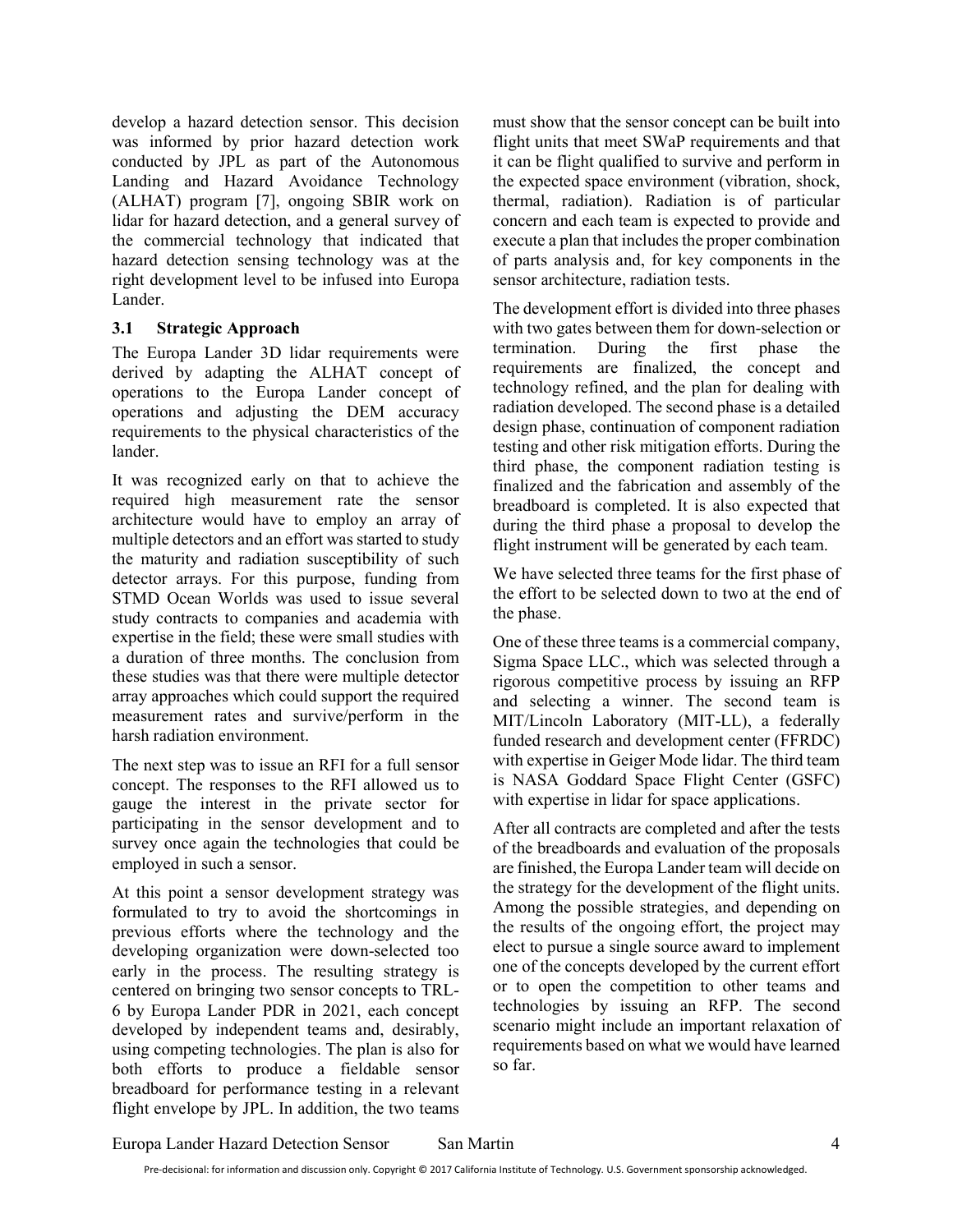develop a hazard detection sensor. This decision was informed by prior hazard detection work conducted by JPL as part of the Autonomous Landing and Hazard Avoidance Technology (ALHAT) program [7], ongoing SBIR work on lidar for hazard detection, and a general survey of the commercial technology that indicated that hazard detection sensing technology was at the right development level to be infused into Europa Lander.

### 3.1 Strategic Approach

The Europa Lander 3D lidar requirements were derived by adapting the ALHAT concept of operations to the Europa Lander concept of operations and adjusting the DEM accuracy requirements to the physical characteristics of the lander.

It was recognized early on that to achieve the required high measurement rate the sensor architecture would have to employ an array of multiple detectors and an effort was started to study the maturity and radiation susceptibility of such detector arrays. For this purpose, funding from STMD Ocean Worlds was used to issue several study contracts to companies and academia with expertise in the field; these were small studies with a duration of three months. The conclusion from these studies was that there were multiple detector array approaches which could support the required measurement rates and survive/perform in the harsh radiation environment.

The next step was to issue an RFI for a full sensor concept. The responses to the RFI allowed us to gauge the interest in the private sector for participating in the sensor development and to survey once again the technologies that could be employed in such a sensor.

At this point a sensor development strategy was formulated to try to avoid the shortcomings in previous efforts where the technology and the developing organization were down-selected too early in the process. The resulting strategy is centered on bringing two sensor concepts to TRL-6 by Europa Lander PDR in 2021, each concept developed by independent teams and, desirably, using competing technologies. The plan is also for both efforts to produce a fieldable sensor breadboard for performance testing in a relevant flight envelope by JPL. In addition, the two teams must show that the sensor concept can be built into flight units that meet SWaP requirements and that it can be flight qualified to survive and perform in the expected space environment (vibration, shock, thermal, radiation). Radiation is of particular concern and each team is expected to provide and execute a plan that includes the proper combination of parts analysis and, for key components in the sensor architecture, radiation tests.

The development effort is divided into three phases with two gates between them for down-selection or termination. During the first phase the requirements are finalized, the concept and technology refined, and the plan for dealing with radiation developed. The second phase is a detailed design phase, continuation of component radiation testing and other risk mitigation efforts. During the third phase, the component radiation testing is finalized and the fabrication and assembly of the breadboard is completed. It is also expected that during the third phase a proposal to develop the flight instrument will be generated by each team.

We have selected three teams for the first phase of the effort to be selected down to two at the end of the phase.

One of these three teams is a commercial company, Sigma Space LLC., which was selected through a rigorous competitive process by issuing an RFP and selecting a winner. The second team is MIT/Lincoln Laboratory (MIT-LL), a federally funded research and development center (FFRDC) with expertise in Geiger Mode lidar. The third team is NASA Goddard Space Flight Center (GSFC) with expertise in lidar for space applications.

After all contracts are completed and after the tests of the breadboards and evaluation of the proposals are finished, the Europa Lander team will decide on the strategy for the development of the flight units. Among the possible strategies, and depending on the results of the ongoing effort, the project may elect to pursue a single source award to implement one of the concepts developed by the current effort or to open the competition to other teams and technologies by issuing an RFP. The second scenario might include an important relaxation of requirements based on what we would have learned so far.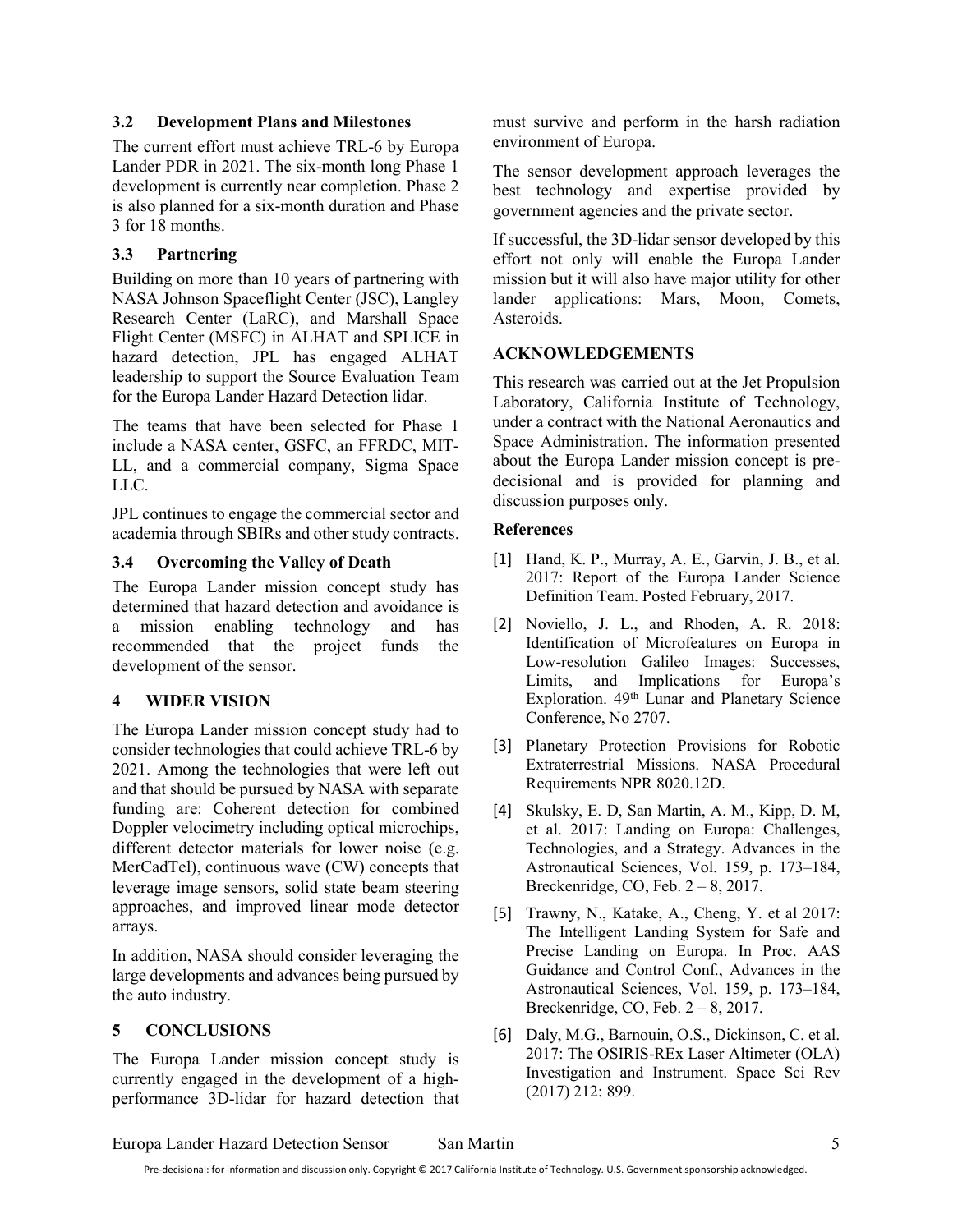### 3.2 Development Plans and Milestones

The current effort must achieve TRL-6 by Europa Lander PDR in 2021. The six-month long Phase 1 development is currently near completion. Phase 2 is also planned for a six-month duration and Phase 3 for 18 months.

### 3.3 Partnering

Building on more than 10 years of partnering with NASA Johnson Spaceflight Center (JSC), Langley Research Center (LaRC), and Marshall Space Flight Center (MSFC) in ALHAT and SPLICE in hazard detection, JPL has engaged ALHAT leadership to support the Source Evaluation Team for the Europa Lander Hazard Detection lidar.

The teams that have been selected for Phase 1 include a NASA center, GSFC, an FFRDC, MIT-LL, and a commercial company, Sigma Space LLC.

JPL continues to engage the commercial sector and academia through SBIRs and other study contracts.

### 3.4 Overcoming the Valley of Death

The Europa Lander mission concept study has determined that hazard detection and avoidance is a mission enabling technology and has recommended that the project funds the development of the sensor.

## 4 WIDER VISION

The Europa Lander mission concept study had to consider technologies that could achieve TRL-6 by 2021. Among the technologies that were left out and that should be pursued by NASA with separate funding are: Coherent detection for combined Doppler velocimetry including optical microchips, different detector materials for lower noise (e.g. MerCadTel), continuous wave (CW) concepts that leverage image sensors, solid state beam steering approaches, and improved linear mode detector arrays.

In addition, NASA should consider leveraging the large developments and advances being pursued by the auto industry.

## 5 CONCLUSIONS

The Europa Lander mission concept study is currently engaged in the development of a high-performance 3D-lidar for hazard detection that must survive and perform in the harsh radiation environment of Europa.

The sensor development approach leverages the best technology and expertise provided by government agencies and the private sector.

If successful, the 3D-lidar sensor developed by this effort not only will enable the Europa Lander mission but it will also have major utility for other lander applications: Mars, Moon, Comets, Asteroids.

## ACKNOWLEDGEMENTS

This research was carried out at the Jet Propulsion Laboratory, California Institute of Technology, under a contract with the National Aeronautics and Space Administration. The information presented about the Europa Lander mission concept is pre-decisional and is provided for planning and discussion purposes only.

### References

[1] Hand, K. P., Murray, A. E., Garvin, J. B., et al. 2017: Report of the Europa Lander Science Definition Team. Posted February, 2017.

[2] Noviello, J. L., and Rhoden, A. R. 2018: Identification of Microfeatures on Europa in Low-resolution Galileo Images: Successes, Limits, and Implications for Europa's Exploration. 49th Lunar and Planetary Science Conference, No 2707.

[3] Planetary Protection Provisions for Robotic Extraterrestrial Missions. NASA Procedural Requirements NPR 8020.12D.

[4] Skulsky, E. D, San Martin, A. M., Kipp, D. M, et al. 2017: Landing on Europa: Challenges, Technologies, and a Strategy. Advances in the Astronautical Sciences, Vol. 159, p. 173–184, Breckenridge, CO, Feb. 2 – 8, 2017.

[5] Trawny, N., Katake, A., Cheng, Y. et al 2017: The Intelligent Landing System for Safe and Precise Landing on Europa. In Proc. AAS Guidance and Control Conf., Advances in the Astronautical Sciences, Vol. 159, p. 173–184, Breckenridge, CO, Feb. 2 – 8, 2017.

[6] Daly, M.G., Barnouin, O.S., Dickinson, C. et al. 2017: The OSIRIS-REx Laser Altimeter (OLA) Investigation and Instrument. Space Sci Rev (2017) 212: 899.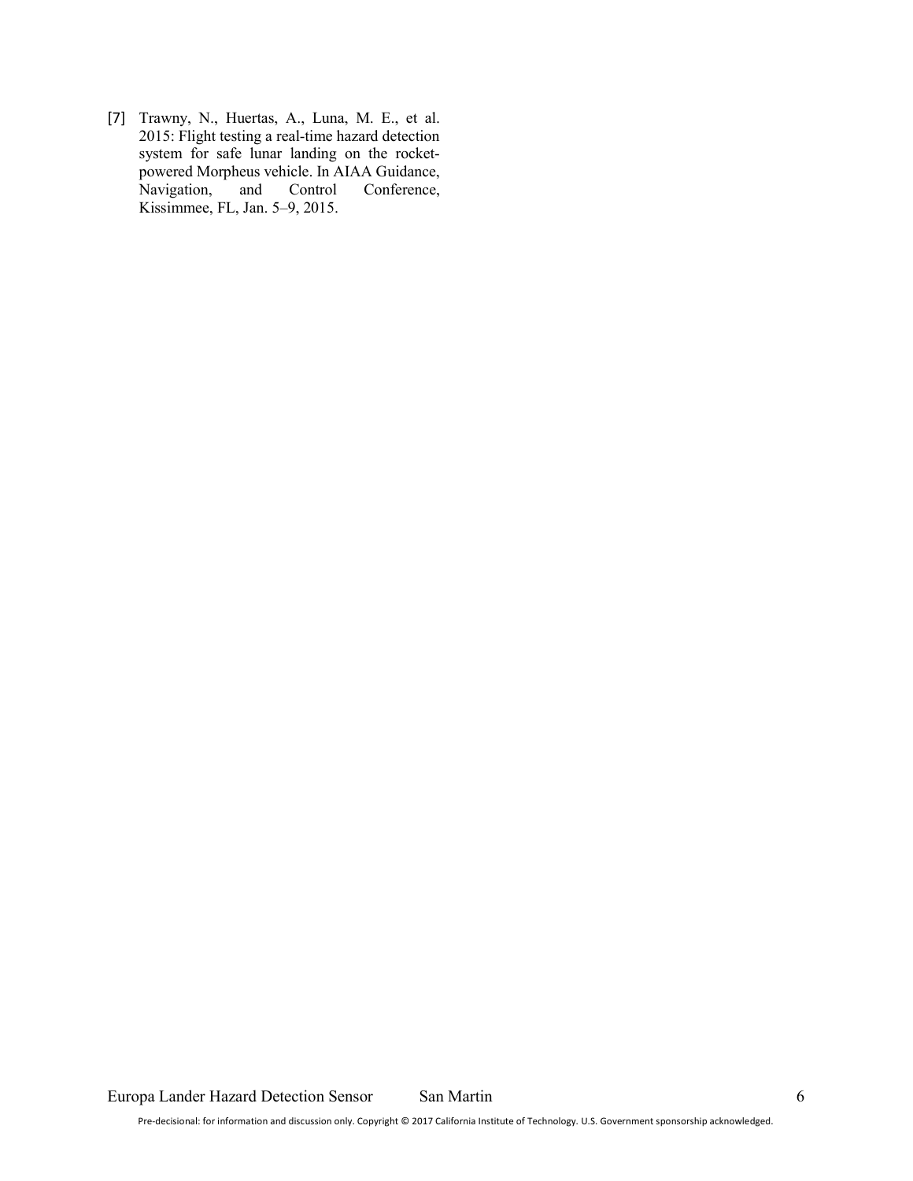[7] Trawny, N., Huertas, A., Luna, M. E., et al. 2015: Flight testing a real-time hazard detection system for safe lunar landing on the rocket-powered Morpheus vehicle. In AIAA Guidance, Navigation, and Control Conference, Kissimmee, FL, Jan. 5–9, 2015.